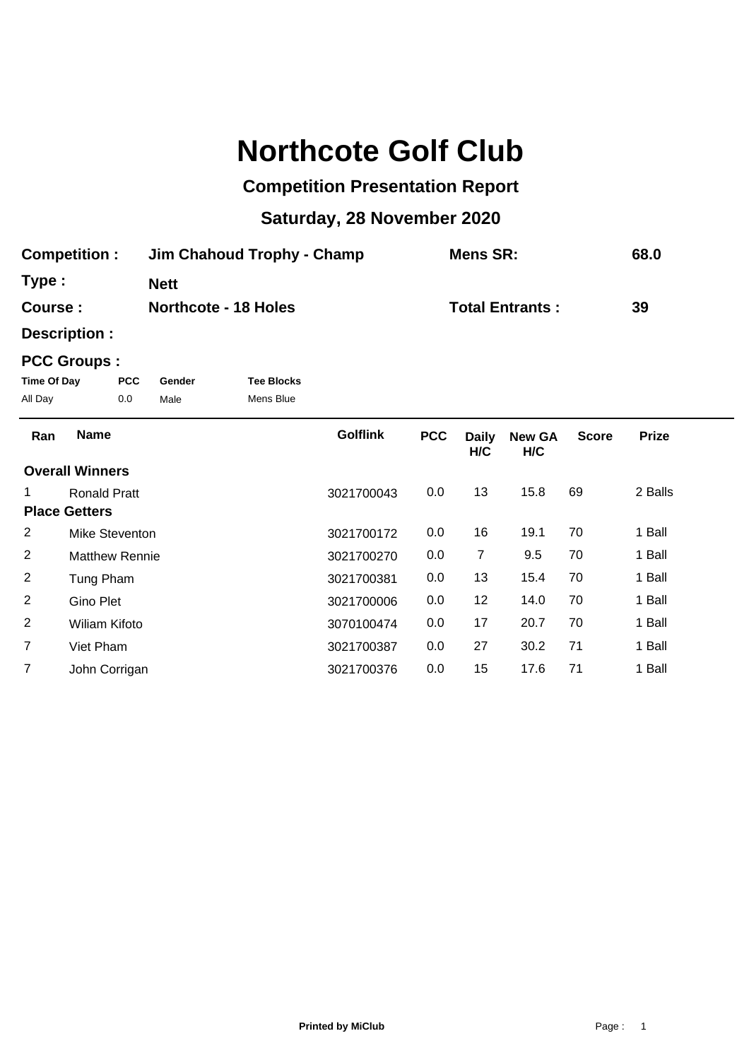# Northcote Golf Club

## Competition Presentation Report

## Saturday, 28 November 2020

**Competition :** Jim Chahoud Trophy - Champ  **Mens SR:** 68.0

**Type :** Nett

**Course :** Northcote - 18 Holes  **Total Entrants :** 39

**Description :**

**PCC Groups :**

| Time Of Day | PCC | Gender | Tee Blocks |
|---|---|---|---|
| All Day | 0.0 | Male | Mens Blue |

| Ran | Name | Golflink | PCC | Daily H/C | New GA H/C | Score | Prize |
|---|---|---|---|---|---|---|---|
| **Overall Winners** | | | | | | | |
| 1 | Ronald Pratt | 3021700043 | 0.0 | 13 | 15.8 | 69 | 2 Balls |
| **Place Getters** | | | | | | | |
| 2 | Mike Steventon | 3021700172 | 0.0 | 16 | 19.1 | 70 | 1 Ball |
| 2 | Matthew Rennie | 3021700270 | 0.0 | 7 | 9.5 | 70 | 1 Ball |
| 2 | Tung Pham | 3021700381 | 0.0 | 13 | 15.4 | 70 | 1 Ball |
| 2 | Gino Plet | 3021700006 | 0.0 | 12 | 14.0 | 70 | 1 Ball |
| 2 | Wiliam Kifoto | 3070100474 | 0.0 | 17 | 20.7 | 70 | 1 Ball |
| 7 | Viet Pham | 3021700387 | 0.0 | 27 | 30.2 | 71 | 1 Ball |
| 7 | John Corrigan | 3021700376 | 0.0 | 15 | 17.6 | 71 | 1 Ball |

**Printed by MiClub**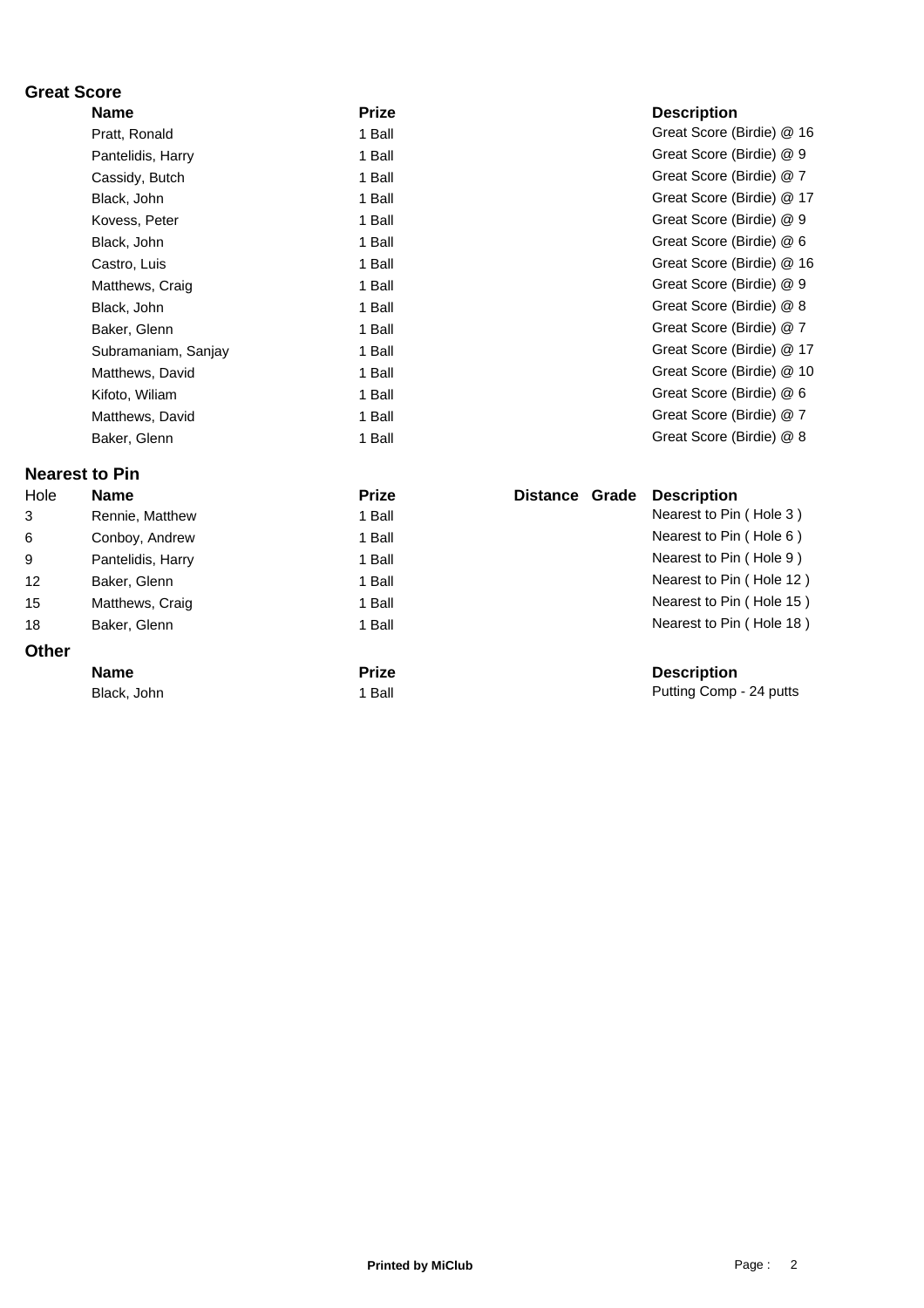## Great Score

| Name | Prize | Description |
| --- | --- | --- |
| Pratt, Ronald | 1 Ball | Great Score (Birdie) @ 16 |
| Pantelidis, Harry | 1 Ball | Great Score (Birdie) @ 9 |
| Cassidy, Butch | 1 Ball | Great Score (Birdie) @ 7 |
| Black, John | 1 Ball | Great Score (Birdie) @ 17 |
| Kovess, Peter | 1 Ball | Great Score (Birdie) @ 9 |
| Black, John | 1 Ball | Great Score (Birdie) @ 6 |
| Castro, Luis | 1 Ball | Great Score (Birdie) @ 16 |
| Matthews, Craig | 1 Ball | Great Score (Birdie) @ 9 |
| Black, John | 1 Ball | Great Score (Birdie) @ 8 |
| Baker, Glenn | 1 Ball | Great Score (Birdie) @ 7 |
| Subramaniam, Sanjay | 1 Ball | Great Score (Birdie) @ 17 |
| Matthews, David | 1 Ball | Great Score (Birdie) @ 10 |
| Kifoto, Wiliam | 1 Ball | Great Score (Birdie) @ 6 |
| Matthews, David | 1 Ball | Great Score (Birdie) @ 7 |
| Baker, Glenn | 1 Ball | Great Score (Birdie) @ 8 |

## Nearest to Pin

| Hole | Name | Prize | Distance | Grade | Description |
| --- | --- | --- | --- | --- | --- |
| 3 | Rennie, Matthew | 1 Ball | | | Nearest to Pin ( Hole 3 ) |
| 6 | Conboy, Andrew | 1 Ball | | | Nearest to Pin ( Hole 6 ) |
| 9 | Pantelidis, Harry | 1 Ball | | | Nearest to Pin ( Hole 9 ) |
| 12 | Baker, Glenn | 1 Ball | | | Nearest to Pin ( Hole 12 ) |
| 15 | Matthews, Craig | 1 Ball | | | Nearest to Pin ( Hole 15 ) |
| 18 | Baker, Glenn | 1 Ball | | | Nearest to Pin ( Hole 18 ) |

## Other

| Name | Prize | Description |
| --- | --- | --- |
| Black, John | 1 Ball | Putting Comp - 24 putts |

**Printed by MiClub**